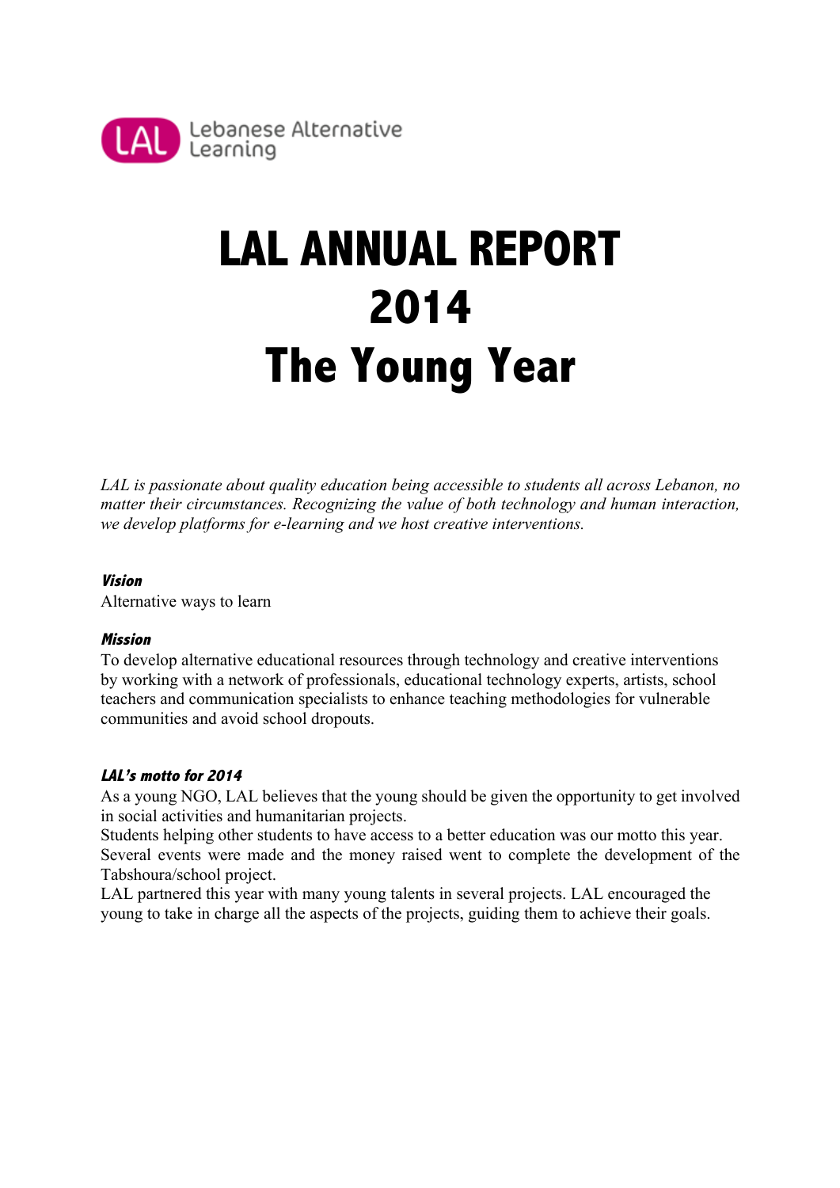LAL Lebanese Alternative Learning

# LAL ANNUAL REPORT 2014 The Young Year

*LAL is passionate about quality education being accessible to students all across Lebanon, no matter their circumstances. Recognizing the value of both technology and human interaction, we develop platforms for e-learning and we host creative interventions.*

***Vision***

Alternative ways to learn

***Mission***

To develop alternative educational resources through technology and creative interventions by working with a network of professionals, educational technology experts, artists, school teachers and communication specialists to enhance teaching methodologies for vulnerable communities and avoid school dropouts.

***LAL's motto for 2014***

As a young NGO, LAL believes that the young should be given the opportunity to get involved in social activities and humanitarian projects.

Students helping other students to have access to a better education was our motto this year. Several events were made and the money raised went to complete the development of the Tabshoura/school project.

LAL partnered this year with many young talents in several projects. LAL encouraged the young to take in charge all the aspects of the projects, guiding them to achieve their goals.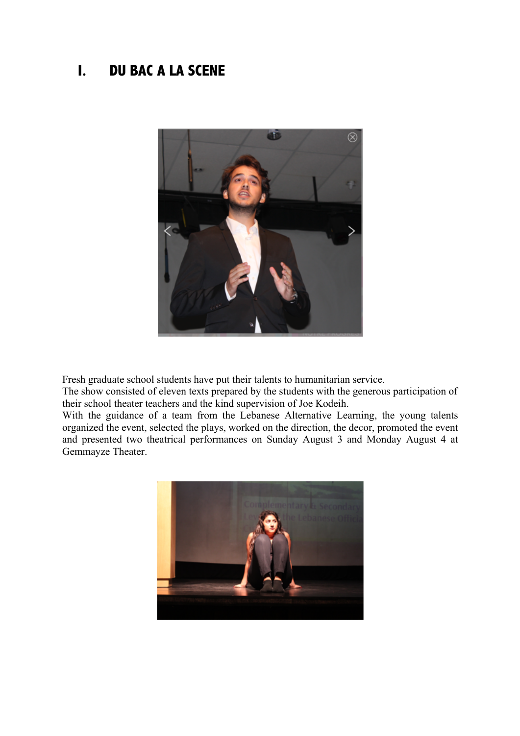# I. DU BAC A LA SCENE

Fresh graduate school students have put their talents to humanitarian service.
The show consisted of eleven texts prepared by the students with the generous participation of their school theater teachers and the kind supervision of Joe Kodeih.
With the guidance of a team from the Lebanese Alternative Learning, the young talents organized the event, selected the plays, worked on the direction, the decor, promoted the event and presented two theatrical performances on Sunday August 3 and Monday August 4 at Gemmayze Theater.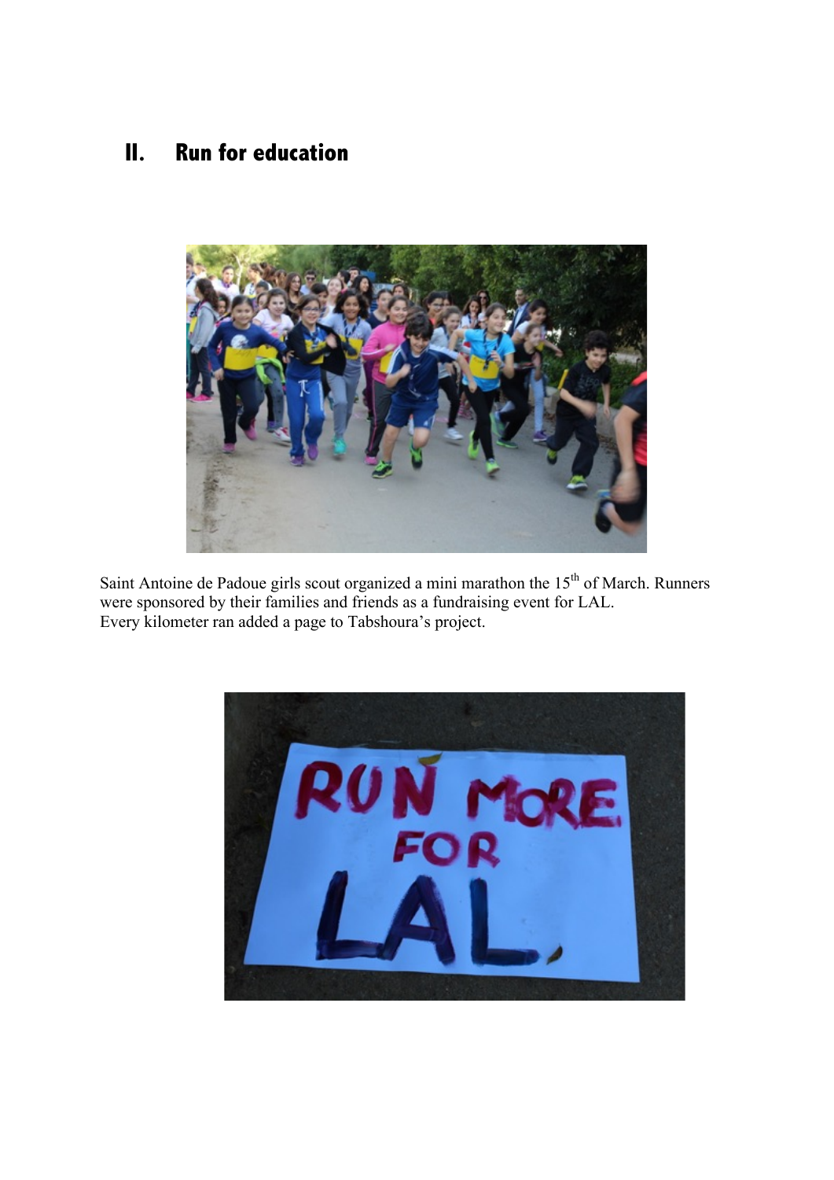## II. Run for education

Saint Antoine de Padoue girls scout organized a mini marathon the 15th of March. Runners were sponsored by their families and friends as a fundraising event for LAL.
Every kilometer ran added a page to Tabshoura's project.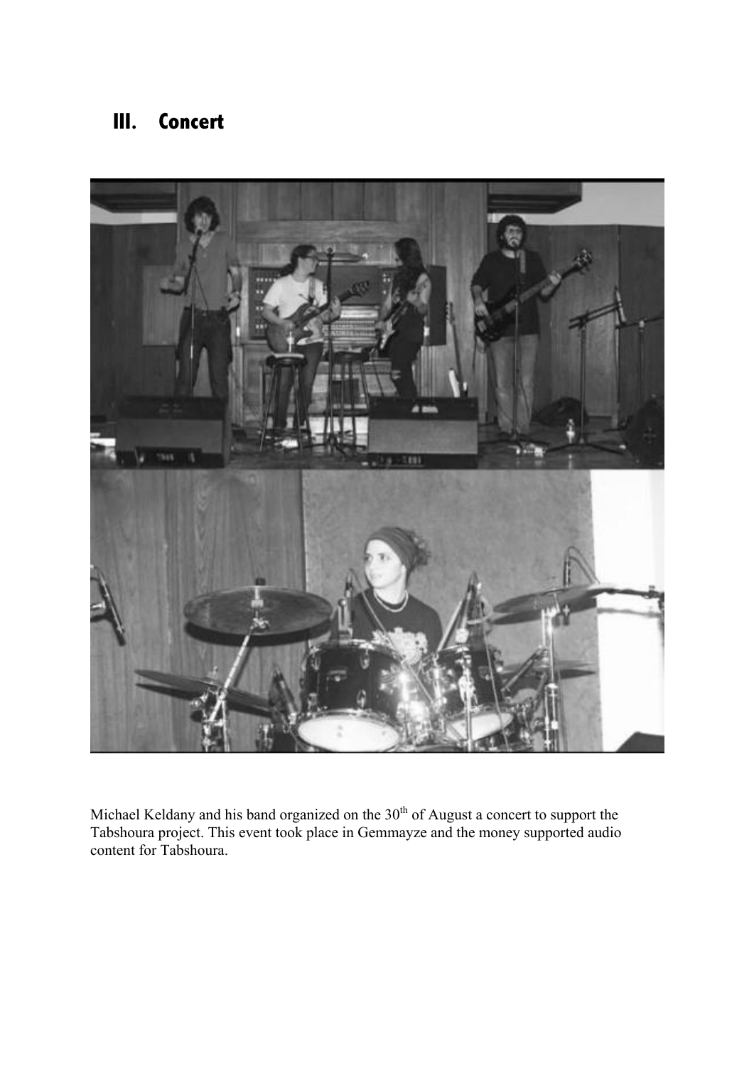## III. Concert

Michael Keldany and his band organized on the 30th of August a concert to support the Tabshoura project. This event took place in Gemmayze and the money supported audio content for Tabshoura.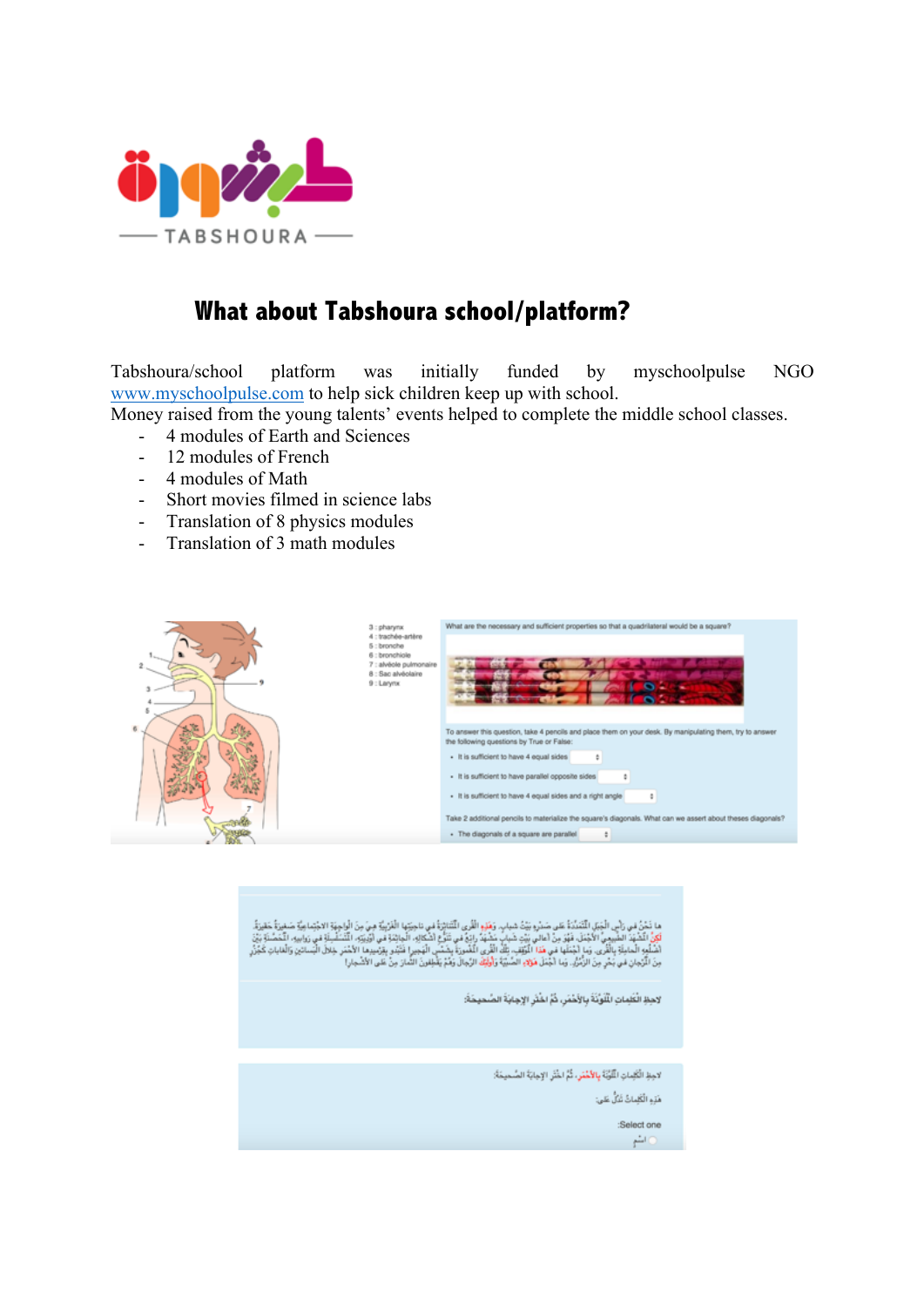# What about Tabshoura school/platform?

Tabshoura/school platform was initially funded by myschoolpulse NGO www.myschoolpulse.com to help sick children keep up with school.
Money raised from the young talents' events helped to complete the middle school classes.

- 4 modules of Earth and Sciences
- 12 modules of French
- 4 modules of Math
- Short movies filmed in science labs
- Translation of 8 physics modules
- Translation of 3 math modules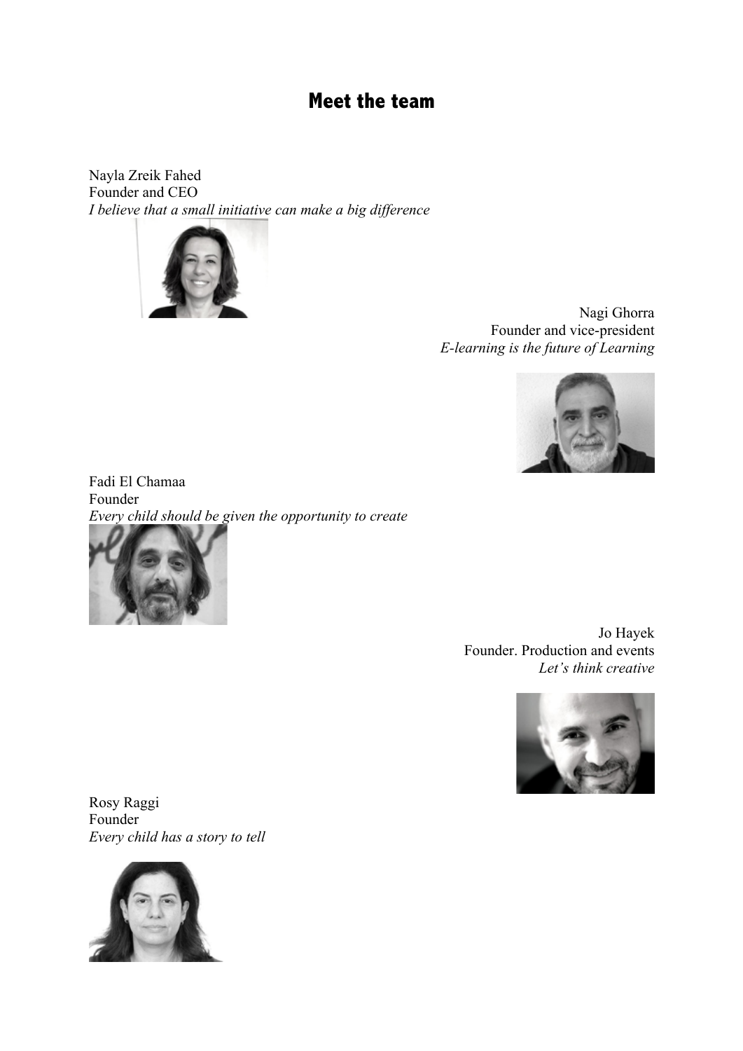# Meet the team

Nayla Zreik Fahed
Founder and CEO
*I believe that a small initiative can make a big difference*

Nagi Ghorra
Founder and vice-president
*E-learning is the future of Learning*

Fadi El Chamaa
Founder
*Every child should be given the opportunity to create*

Jo Hayek
Founder. Production and events
*Let's think creative*

Rosy Raggi
Founder
*Every child has a story to tell*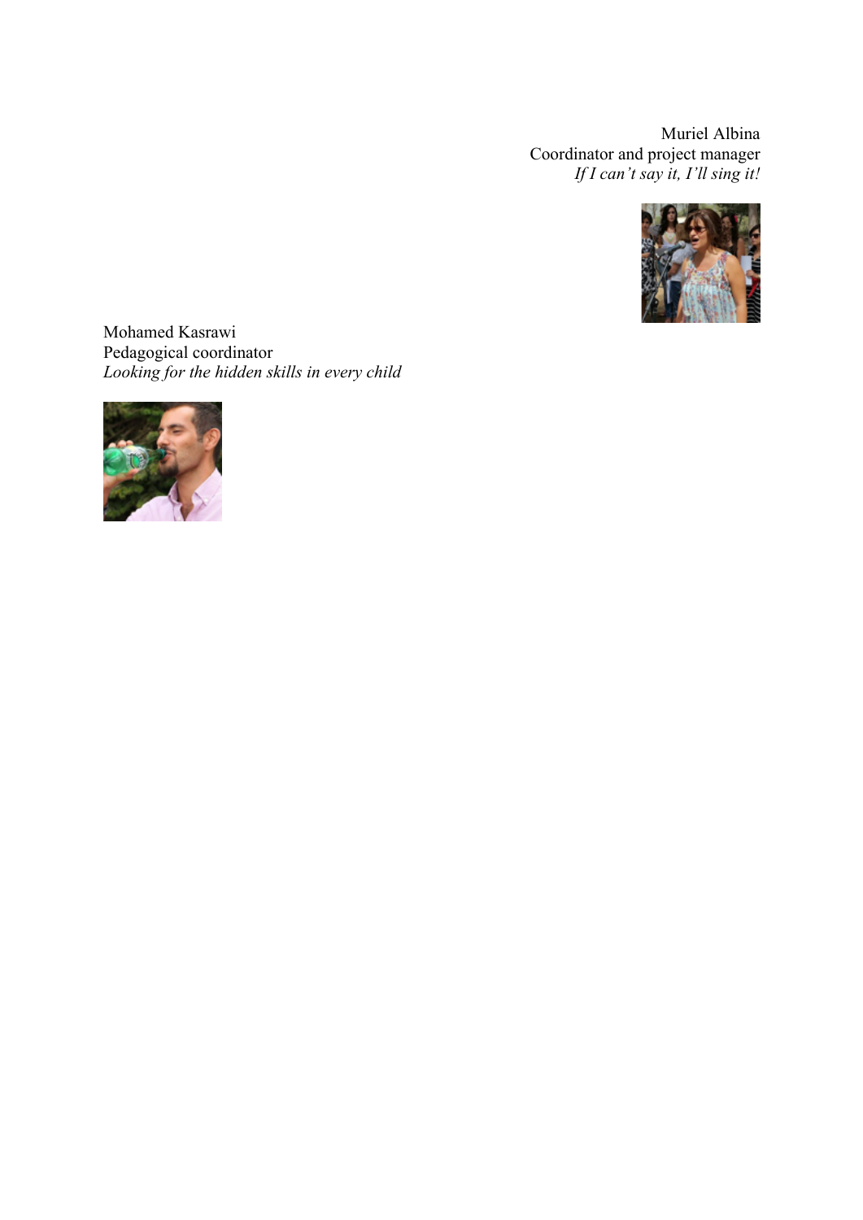Muriel Albina
Coordinator and project manager
*If I can't say it, I'll sing it!*

Mohamed Kasrawi
Pedagogical coordinator
*Looking for the hidden skills in every child*